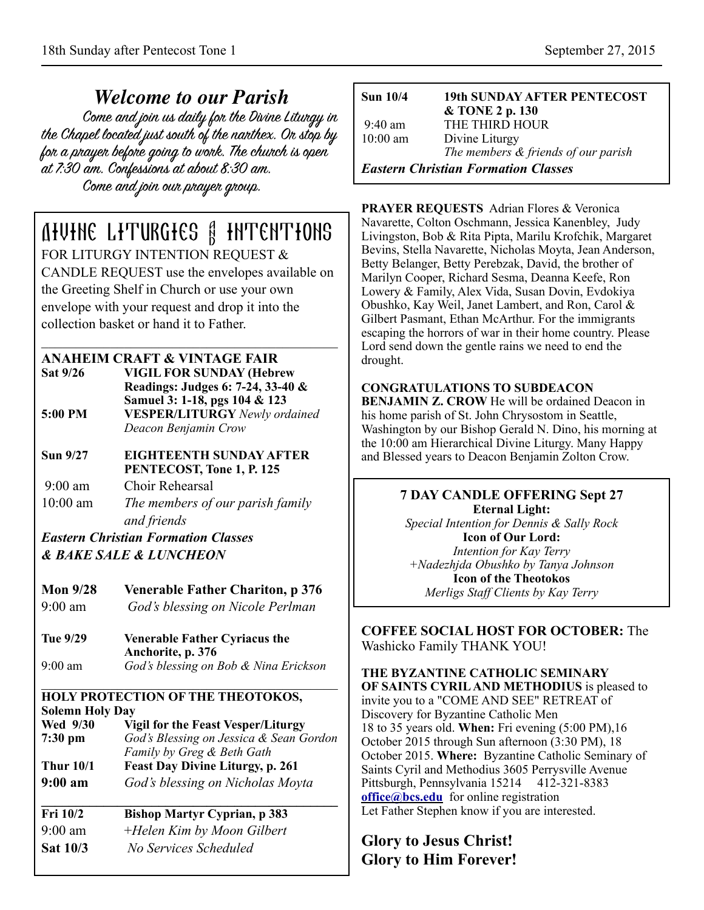## *Welcome to our Parish*

*Come and join us daily for the Divine Liturgy in the Chapel located just south of the narthex. Or stop by for a prayer before going to work. The church is open at 7:30 am. Confessions at about 8:30 am.*

*Come and join our prayer group.*

## DIVINE LITURGIES AND INTENTIONS

FOR LITURGY INTENTION REQUEST & CANDLE REQUEST use the envelopes available on the Greeting Shelf in Church or use your own envelope with your request and drop it into the collection basket or hand it to Father.

**ANAHEIM CRAFT & VINTAGE FAIR**

**Sat 9/26** — **VIGIL FOR SUNDAY (Hebrew Readings: Judges 6: 7-24, 33-40 & Samuel 3: 1-18, pgs 104 & 123**

**5:00 PM** — **VESPER/LITURGY** *Newly ordained Deacon Benjamin Crow*

**Sun 9/27** — **EIGHTEENTH SUNDAY AFTER PENTECOST, Tone 1, P. 125**

9:00 am — Choir Rehearsal

10:00 am — *The members of our parish family and friends*

***Eastern Christian Formation Classes & BAKE SALE & LUNCHEON***

**Mon 9/28** — **Venerable Father Chariton, p 376**

9:00 am — *God's blessing on Nicole Perlman*

**Tue 9/29** — **Venerable Father Cyriacus the Anchorite, p. 376**

9:00 am — *God's blessing on Bob & Nina Erickson*

**HOLY PROTECTION OF THE THEOTOKOS, Solemn Holy Day**

**Wed 9/30** — **Vigil for the Feast Vesper/Liturgy**

**7:30 pm** — *God's Blessing on Jessica & Sean Gordon Family by Greg & Beth Gath*

**Thur 10/1** — **Feast Day Divine Liturgy, p. 261**

**9:00 am** — *God's blessing on Nicholas Moyta*

**Fri 10/2** — **Bishop Martyr Cyprian, p 383**

9:00 am — *+Helen Kim by Moon Gilbert*

**Sat 10/3** — *No Services Scheduled*

**Sun 10/4** — **19th SUNDAY AFTER PENTECOST & TONE 2 p. 130**

9:40 am — THE THIRD HOUR

10:00 am — Divine Liturgy *The members & friends of our parish*

***Eastern Christian Formation Classes***

**PRAYER REQUESTS** Adrian Flores & Veronica Navarette, Colton Oschmann, Jessica Kanenbley, Judy Livingston, Bob & Rita Pipta, Marilu Krofchik, Margaret Bevins, Stella Navarette, Nicholas Moyta, Jean Anderson, Betty Belanger, Betty Perebzak, David, the brother of Marilyn Cooper, Richard Sesma, Deanna Keefe, Ron Lowery & Family, Alex Vida, Susan Dovin, Evdokiya Obushko, Kay Weil, Janet Lambert, and Ron, Carol & Gilbert Pasmant, Ethan McArthur. For the immigrants escaping the horrors of war in their home country. Please Lord send down the gentle rains we need to end the drought.

**CONGRATULATIONS TO SUBDEACON BENJAMIN Z. CROW** He will be ordained Deacon in his home parish of St. John Chrysostom in Seattle, Washington by our Bishop Gerald N. Dino, his morning at the 10:00 am Hierarchical Divine Liturgy. Many Happy and Blessed years to Deacon Benjamin Zolton Crow.

**7 DAY CANDLE OFFERING Sept 27**

**Eternal Light:**
*Special Intention for Dennis & Sally Rock*

**Icon of Our Lord:**
*Intention for Kay Terry*
*+Nadezhjda Obushko by Tanya Johnson*

**Icon of the Theotokos**
*Merligs Staff Clients by Kay Terry*

**COFFEE SOCIAL HOST FOR OCTOBER:** The Washicko Family THANK YOU!

**THE BYZANTINE CATHOLIC SEMINARY OF SAINTS CYRIL AND METHODIUS** is pleased to invite you to a "COME AND SEE" RETREAT of Discovery for Byzantine Catholic Men 18 to 35 years old. **When:** Fri evening (5:00 PM),16 October 2015 through Sun afternoon (3:30 PM), 18 October 2015. **Where:** Byzantine Catholic Seminary of Saints Cyril and Methodius 3605 Perrysville Avenue Pittsburgh, Pennsylvania 15214 412-321-8383 **office@bcs.edu** for online registration
Let Father Stephen know if you are interested.

**Glory to Jesus Christ!**
**Glory to Him Forever!**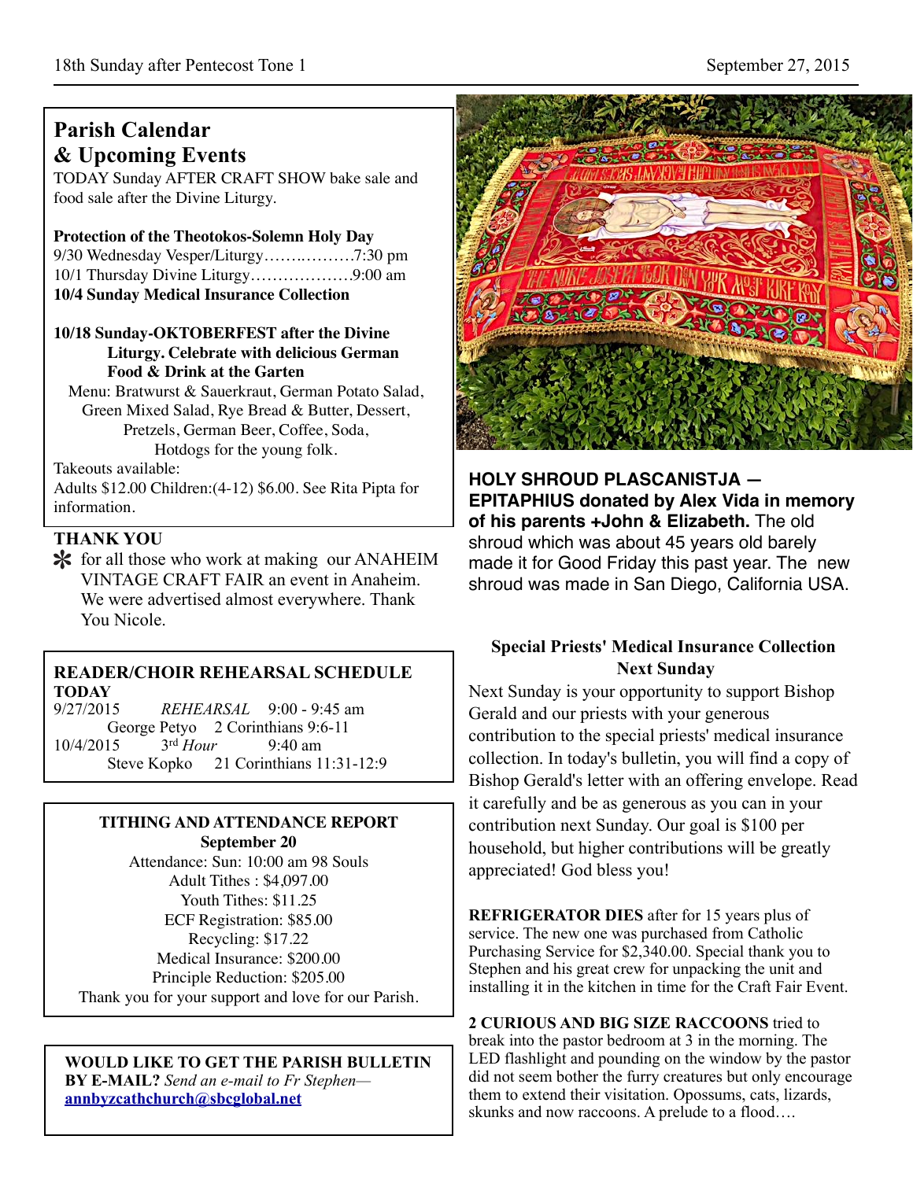## Parish Calendar & Upcoming Events

TODAY Sunday AFTER CRAFT SHOW bake sale and food sale after the Divine Liturgy.

**Protection of the Theotokos-Solemn Holy Day**
9/30 Wednesday Vesper/Liturgy……..………7:30 pm
10/1 Thursday Divine Liturgy………………9:00 am
**10/4 Sunday Medical Insurance Collection**

**10/18 Sunday-OKTOBERFEST after the Divine Liturgy. Celebrate with delicious German Food & Drink at the Garten**

Menu: Bratwurst & Sauerkraut, German Potato Salad, Green Mixed Salad, Rye Bread & Butter, Dessert, Pretzels, German Beer, Coffee, Soda, Hotdogs for the young folk.

Takeouts available:
Adults $12.00 Children:(4-12) $6.00. See Rita Pipta for information.

### THANK YOU

* for all those who work at making our ANAHEIM VINTAGE CRAFT FAIR an event in Anaheim. We were advertised almost everywhere. Thank You Nicole.

### READER/CHOIR REHEARSAL SCHEDULE

**TODAY**
9/27/2015 *REHEARSAL* 9:00 - 9:45 am
George Petyo 2 Corinthians 9:6-11
10/4/2015 3rd *Hour* 9:40 am
Steve Kopko 21 Corinthians 11:31-12:9

### TITHING AND ATTENDANCE REPORT
**September 20**

Attendance: Sun: 10:00 am 98 Souls
Adult Tithes : $4,097.00
Youth Tithes: $11.25
ECF Registration: $85.00
Recycling: $17.22
Medical Insurance: $200.00
Principle Reduction: $205.00
Thank you for your support and love for our Parish.

**WOULD LIKE TO GET THE PARISH BULLETIN BY E-MAIL?** *Send an e-mail to Fr Stephen—* **annbyzcathchurch@sbcglobal.net**

**HOLY SHROUD PLASCANISTJA — EPITAPHIUS donated by Alex Vida in memory of his parents +John & Elizabeth.** The old shroud which was about 45 years old barely made it for Good Friday this past year. The new shroud was made in San Diego, California USA.

### Special Priests' Medical Insurance Collection Next Sunday

Next Sunday is your opportunity to support Bishop Gerald and our priests with your generous contribution to the special priests' medical insurance collection. In today's bulletin, you will find a copy of Bishop Gerald's letter with an offering envelope. Read it carefully and be as generous as you can in your contribution next Sunday. Our goal is $100 per household, but higher contributions will be greatly appreciated! God bless you!

**REFRIGERATOR DIES** after for 15 years plus of service. The new one was purchased from Catholic Purchasing Service for $2,340.00. Special thank you to Stephen and his great crew for unpacking the unit and installing it in the kitchen in time for the Craft Fair Event.

**2 CURIOUS AND BIG SIZE RACCOONS** tried to break into the pastor bedroom at 3 in the morning. The LED flashlight and pounding on the window by the pastor did not seem bother the furry creatures but only encourage them to extend their visitation. Opossums, cats, lizards, skunks and now raccoons. A prelude to a flood….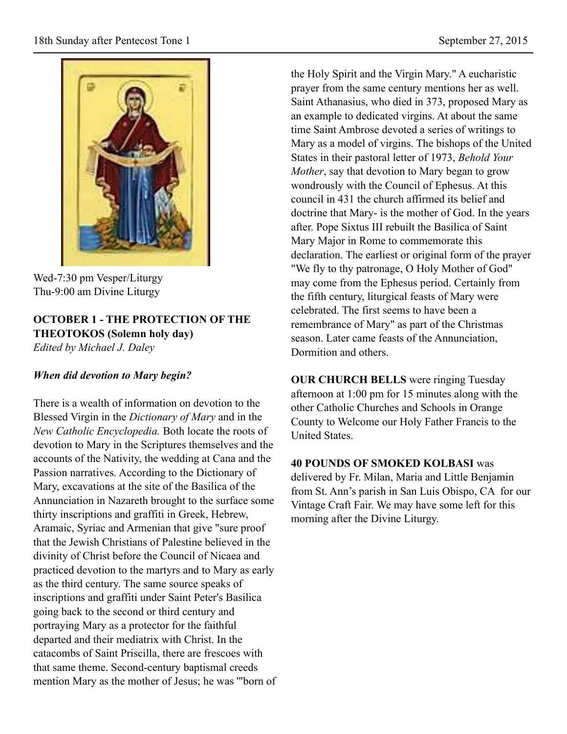Wed-7:30 pm Vesper/Liturgy
Thu-9:00 am Divine Liturgy

**OCTOBER 1 - THE PROTECTION OF THE THEOTOKOS (Solemn holy day)**
*Edited by Michael J. Daley*

***When did devotion to Mary begin?***

There is a wealth of information on devotion to the Blessed Virgin in the *Dictionary of Mary* and in the *New Catholic Encyclopedia.* Both locate the roots of devotion to Mary in the Scriptures themselves and the accounts of the Nativity, the wedding at Cana and the Passion narratives. According to the Dictionary of Mary, excavations at the site of the Basilica of the Annunciation in Nazareth brought to the surface some thirty inscriptions and graffiti in Greek, Hebrew, Aramaic, Syriac and Armenian that give "sure proof that the Jewish Christians of Palestine believed in the divinity of Christ before the Council of Nicaea and practiced devotion to the martyrs and to Mary as early as the third century. The same source speaks of inscriptions and graffiti under Saint Peter's Basilica going back to the second or third century and portraying Mary as a protector for the faithful departed and their mediatrix with Christ. In the catacombs of Saint Priscilla, there are frescoes with that same theme. Second-century baptismal creeds mention Mary as the mother of Jesus; he was '"born of the Holy Spirit and the Virgin Mary." A eucharistic prayer from the same century mentions her as well. Saint Athanasius, who died in 373, proposed Mary as an example to dedicated virgins. At about the same time Saint Ambrose devoted a series of writings to Mary as a model of virgins. The bishops of the United States in their pastoral letter of 1973, *Behold Your Mother*, say that devotion to Mary began to grow wondrously with the Council of Ephesus. At this council in 431 the church affirmed its belief and doctrine that Mary- is the mother of God. In the years after. Pope Sixtus III rebuilt the Basilica of Saint Mary Major in Rome to commemorate this declaration. The earliest or original form of the prayer "We fly to thy patronage, O Holy Mother of God" may come from the Ephesus period. Certainly from the fifth century, liturgical feasts of Mary were celebrated. The first seems to have been a remembrance of Mary" as part of the Christmas season. Later came feasts of the Annunciation, Dormition and others.

**OUR CHURCH BELLS** were ringing Tuesday afternoon at 1:00 pm for 15 minutes along with the other Catholic Churches and Schools in Orange County to Welcome our Holy Father Francis to the United States.

**40 POUNDS OF SMOKED KOLBASI** was delivered by Fr. Milan, Maria and Little Benjamin from St. Ann's parish in San Luis Obispo, CA for our Vintage Craft Fair. We may have some left for this morning after the Divine Liturgy.